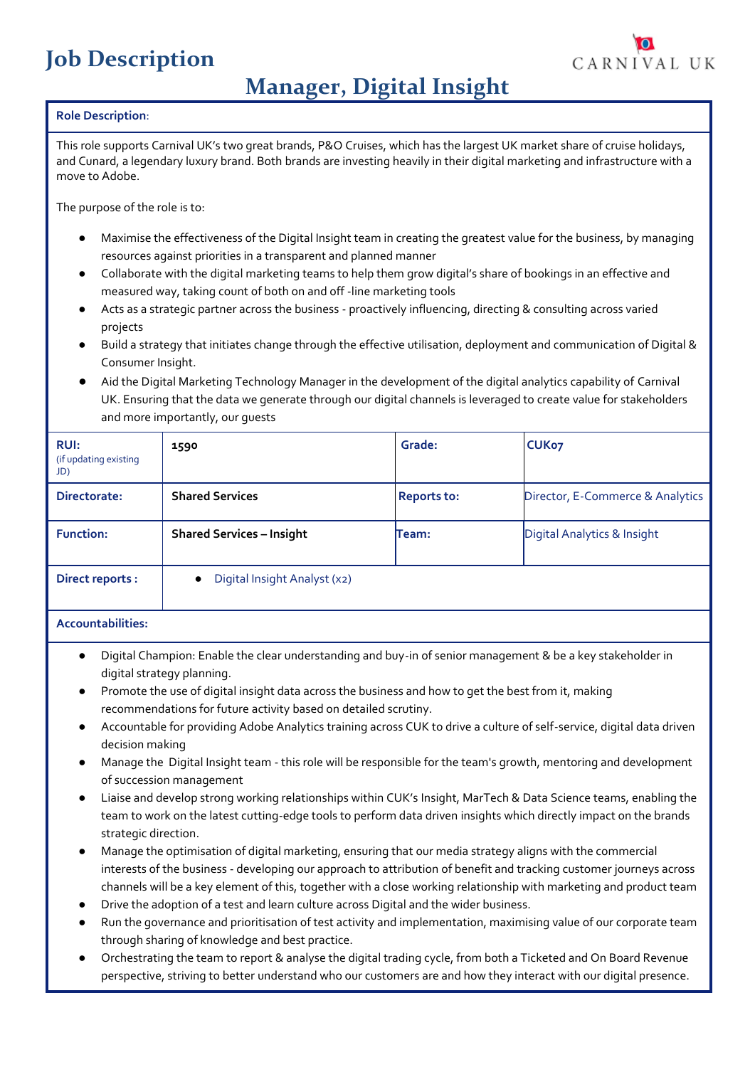# Job Description

CARNIVAL UK

## Manager, Digital Insight

**Role Description**:

This role supports Carnival UK's two great brands, P&O Cruises, which has the largest UK market share of cruise holidays, and Cunard, a legendary luxury brand. Both brands are investing heavily in their digital marketing and infrastructure with a move to Adobe.

The purpose of the role is to:

- Maximise the effectiveness of the Digital Insight team in creating the greatest value for the business, by managing resources against priorities in a transparent and planned manner
- Collaborate with the digital marketing teams to help them grow digital's share of bookings in an effective and measured way, taking count of both on and off -line marketing tools
- Acts as a strategic partner across the business - proactively influencing, directing & consulting across varied projects
- Build a strategy that initiates change through the effective utilisation, deployment and communication of Digital & Consumer Insight.
- Aid the Digital Marketing Technology Manager in the development of the digital analytics capability of Carnival UK. Ensuring that the data we generate through our digital channels is leveraged to create value for stakeholders and more importantly, our guests

| **RUI:** (if updating existing JD) | **1590** | **Grade:** | **CUK07** |
|---|---|---|---|
| **Directorate:** | **Shared Services** | **Reports to:** | Director, E-Commerce & Analytics |
| **Function:** | **Shared Services – Insight** | **Team:** | Digital Analytics & Insight |
| **Direct reports :** | • Digital Insight Analyst (x2) | | |

**Accountabilities:**

- Digital Champion: Enable the clear understanding and buy-in of senior management & be a key stakeholder in digital strategy planning.
- Promote the use of digital insight data across the business and how to get the best from it, making recommendations for future activity based on detailed scrutiny.
- Accountable for providing Adobe Analytics training across CUK to drive a culture of self-service, digital data driven decision making
- Manage the Digital Insight team - this role will be responsible for the team's growth, mentoring and development of succession management
- Liaise and develop strong working relationships within CUK's Insight, MarTech & Data Science teams, enabling the team to work on the latest cutting-edge tools to perform data driven insights which directly impact on the brands strategic direction.
- Manage the optimisation of digital marketing, ensuring that our media strategy aligns with the commercial interests of the business - developing our approach to attribution of benefit and tracking customer journeys across channels will be a key element of this, together with a close working relationship with marketing and product team
- Drive the adoption of a test and learn culture across Digital and the wider business.
- Run the governance and prioritisation of test activity and implementation, maximising value of our corporate team through sharing of knowledge and best practice.
- Orchestrating the team to report & analyse the digital trading cycle, from both a Ticketed and On Board Revenue perspective, striving to better understand who our customers are and how they interact with our digital presence.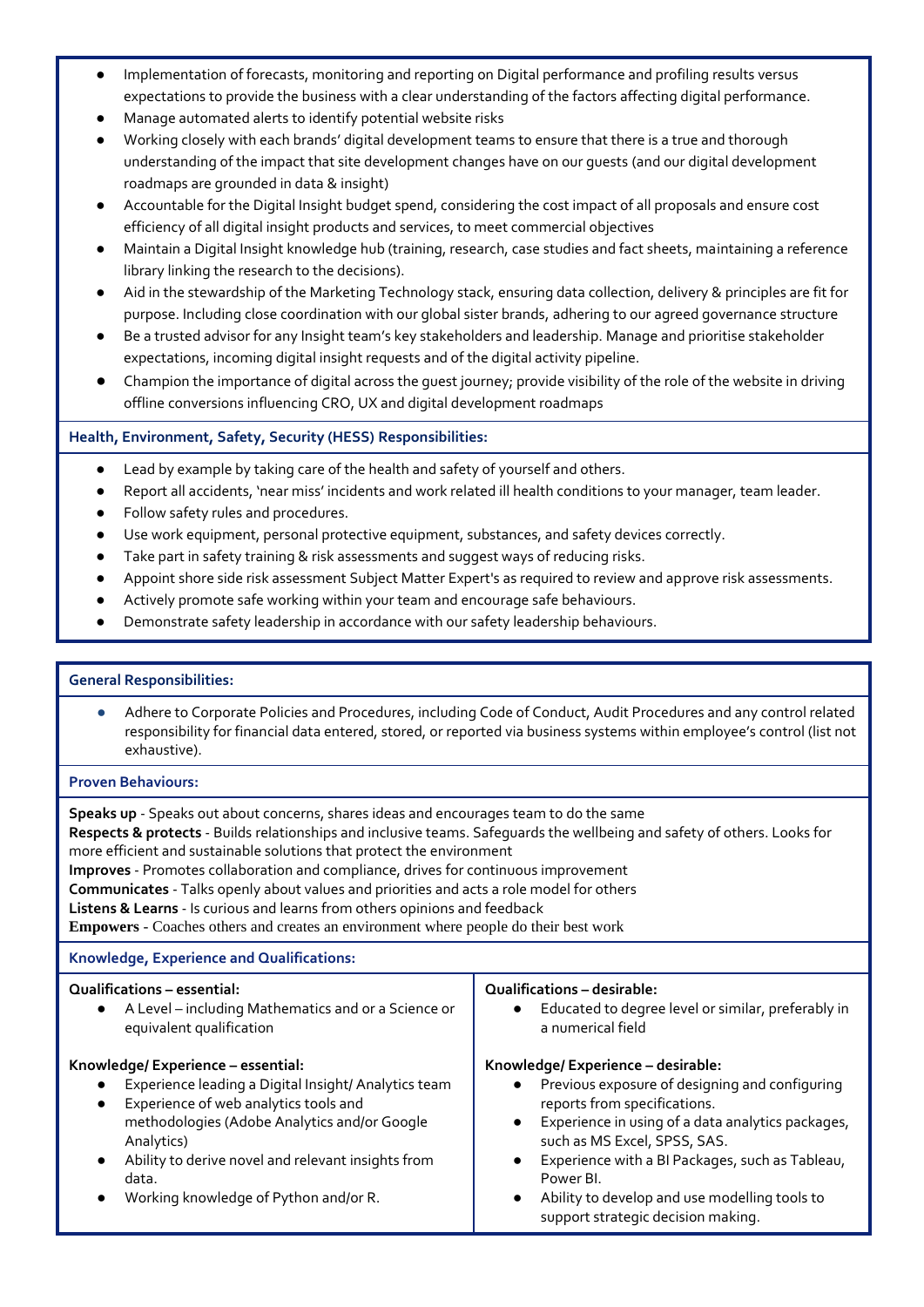- Implementation of forecasts, monitoring and reporting on Digital performance and profiling results versus expectations to provide the business with a clear understanding of the factors affecting digital performance.
- Manage automated alerts to identify potential website risks
- Working closely with each brands' digital development teams to ensure that there is a true and thorough understanding of the impact that site development changes have on our guests (and our digital development roadmaps are grounded in data & insight)
- Accountable for the Digital Insight budget spend, considering the cost impact of all proposals and ensure cost efficiency of all digital insight products and services, to meet commercial objectives
- Maintain a Digital Insight knowledge hub (training, research, case studies and fact sheets, maintaining a reference library linking the research to the decisions).
- Aid in the stewardship of the Marketing Technology stack, ensuring data collection, delivery & principles are fit for purpose. Including close coordination with our global sister brands, adhering to our agreed governance structure
- Be a trusted advisor for any Insight team's key stakeholders and leadership. Manage and prioritise stakeholder expectations, incoming digital insight requests and of the digital activity pipeline.
- Champion the importance of digital across the guest journey; provide visibility of the role of the website in driving offline conversions influencing CRO, UX and digital development roadmaps

**Health, Environment, Safety, Security (HESS) Responsibilities:**

- Lead by example by taking care of the health and safety of yourself and others.
- Report all accidents, 'near miss' incidents and work related ill health conditions to your manager, team leader.
- Follow safety rules and procedures.
- Use work equipment, personal protective equipment, substances, and safety devices correctly.
- Take part in safety training & risk assessments and suggest ways of reducing risks.
- Appoint shore side risk assessment Subject Matter Expert's as required to review and approve risk assessments.
- Actively promote safe working within your team and encourage safe behaviours.
- Demonstrate safety leadership in accordance with our safety leadership behaviours.

**General Responsibilities:**

- Adhere to Corporate Policies and Procedures, including Code of Conduct, Audit Procedures and any control related responsibility for financial data entered, stored, or reported via business systems within employee's control (list not exhaustive).

**Proven Behaviours:**

**Speaks up** - Speaks out about concerns, shares ideas and encourages team to do the same
**Respects & protects** - Builds relationships and inclusive teams. Safeguards the wellbeing and safety of others. Looks for more efficient and sustainable solutions that protect the environment
**Improves** - Promotes collaboration and compliance, drives for continuous improvement
**Communicates** - Talks openly about values and priorities and acts a role model for others
**Listens & Learns** - Is curious and learns from others opinions and feedback
**Empowers** - Coaches others and creates an environment where people do their best work

**Knowledge, Experience and Qualifications:**

**Qualifications – essential:**

- A Level – including Mathematics and or a Science or equivalent qualification

**Qualifications – desirable:**

- Educated to degree level or similar, preferably in a numerical field

**Knowledge/ Experience – essential:**

- Experience leading a Digital Insight/ Analytics team
- Experience of web analytics tools and methodologies (Adobe Analytics and/or Google Analytics)
- Ability to derive novel and relevant insights from data.
- Working knowledge of Python and/or R.

**Knowledge/ Experience – desirable:**

- Previous exposure of designing and configuring reports from specifications.
- Experience in using of a data analytics packages, such as MS Excel, SPSS, SAS.
- Experience with a BI Packages, such as Tableau, Power BI.
- Ability to develop and use modelling tools to support strategic decision making.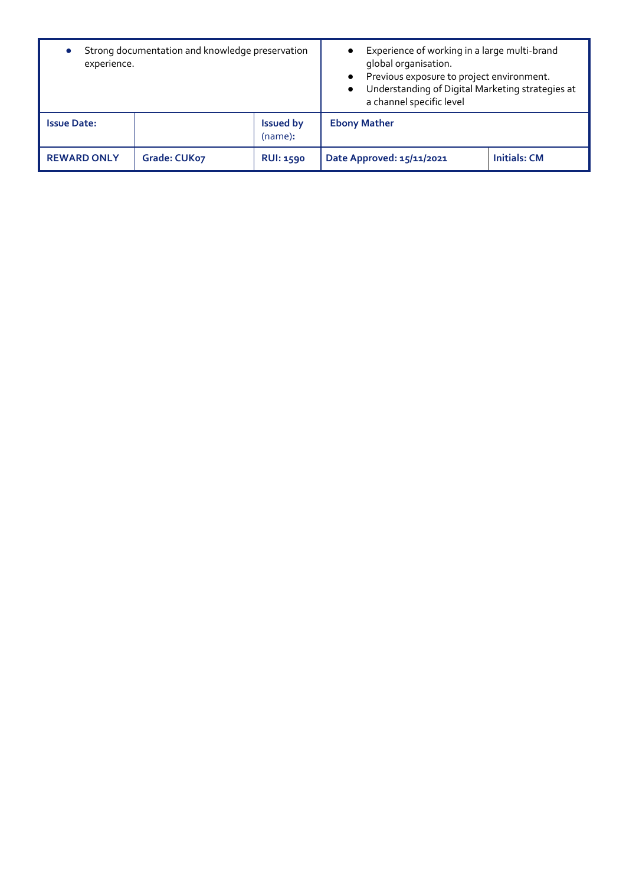| | | | | |
|---|---|---|---|---|
| • Strong documentation and knowledge preservation experience. | | | • Experience of working in a large multi-brand global organisation.<br>• Previous exposure to project environment.<br>• Understanding of Digital Marketing strategies at a channel specific level | |
| **Issue Date:** | | **Issued by** (name)**:** | **Ebony Mather** | |
| **REWARD ONLY** | **Grade: CUK07** | **RUI: 1590** | **Date Approved: 15/11/2021** | **Initials: CM** |